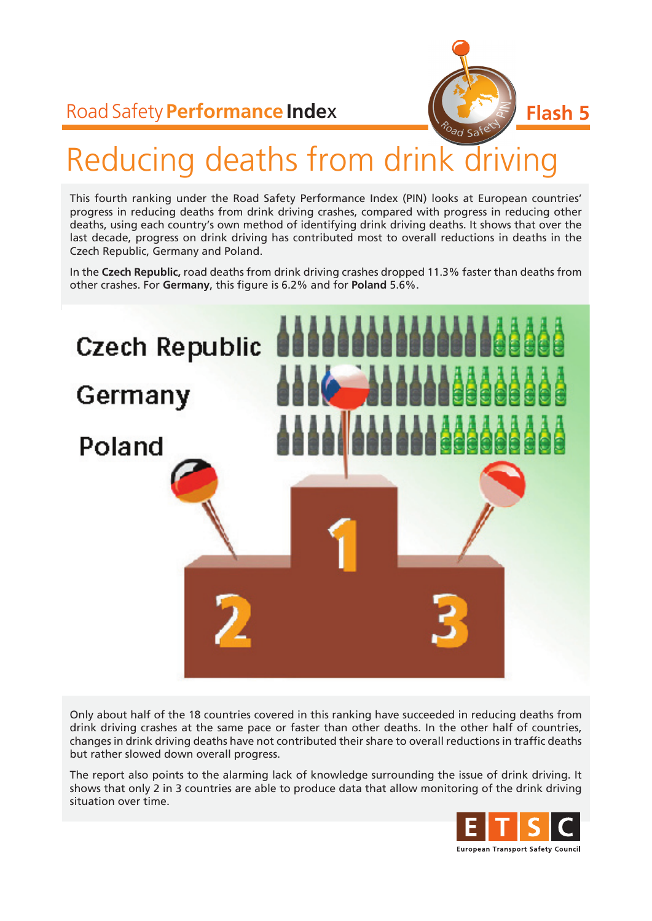Road Safety **Performance** **Index** **Flash 5**

# Reducing deaths from drink driving

This fourth ranking under the Road Safety Performance Index (PIN) looks at European countries' progress in reducing deaths from drink driving crashes, compared with progress in reducing other deaths, using each country's own method of identifying drink driving deaths. It shows that over the last decade, progress on drink driving has contributed most to overall reductions in deaths in the Czech Republic, Germany and Poland.

In the **Czech Republic,** road deaths from drink driving crashes dropped 11.3% faster than deaths from other crashes. For **Germany**, this figure is 6.2% and for **Poland** 5.6%.

Czech Republic

Germany

Poland

1

2

3

Only about half of the 18 countries covered in this ranking have succeeded in reducing deaths from drink driving crashes at the same pace or faster than other deaths. In the other half of countries, changes in drink driving deaths have not contributed their share to overall reductions in traffic deaths but rather slowed down overall progress.

The report also points to the alarming lack of knowledge surrounding the issue of drink driving. It shows that only 2 in 3 countries are able to produce data that allow monitoring of the drink driving situation over time.

ETSC European Transport Safety Council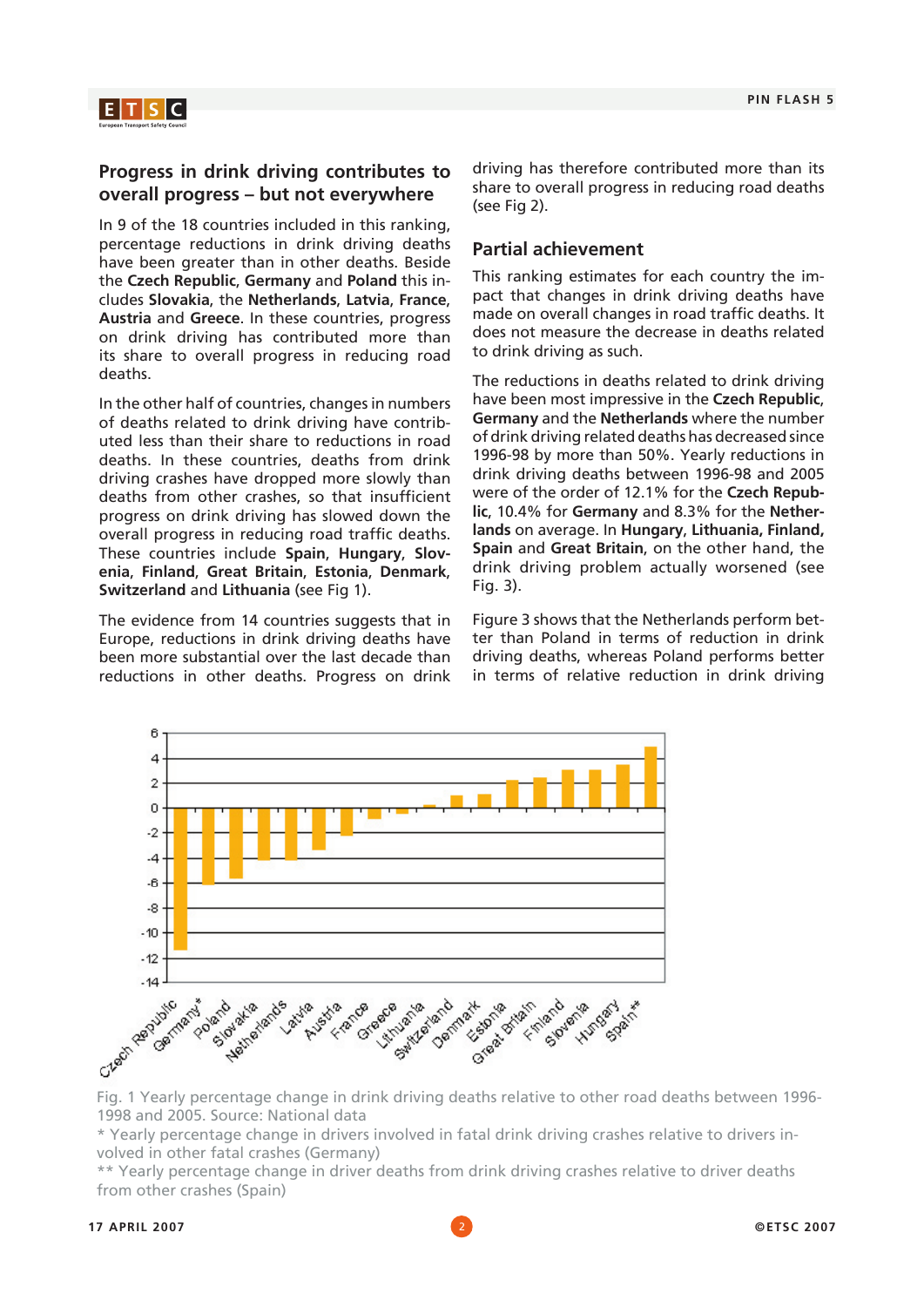## Progress in drink driving contributes to overall progress – but not everywhere

In 9 of the 18 countries included in this ranking, percentage reductions in drink driving deaths have been greater than in other deaths. Beside the **Czech Republic**, **Germany** and **Poland** this includes **Slovakia**, the **Netherlands**, **Latvia**, **France**, **Austria** and **Greece**. In these countries, progress on drink driving has contributed more than its share to overall progress in reducing road deaths.

In the other half of countries, changes in numbers of deaths related to drink driving have contributed less than their share to reductions in road deaths. In these countries, deaths from drink driving crashes have dropped more slowly than deaths from other crashes, so that insufficient progress on drink driving has slowed down the overall progress in reducing road traffic deaths. These countries include **Spain**, **Hungary**, **Slovenia**, **Finland**, **Great Britain**, **Estonia**, **Denmark**, **Switzerland** and **Lithuania** (see Fig 1).

The evidence from 14 countries suggests that in Europe, reductions in drink driving deaths have been more substantial over the last decade than reductions in other deaths. Progress on drink driving has therefore contributed more than its share to overall progress in reducing road deaths (see Fig 2).

## Partial achievement

This ranking estimates for each country the impact that changes in drink driving deaths have made on overall changes in road traffic deaths. It does not measure the decrease in deaths related to drink driving as such.

The reductions in deaths related to drink driving have been most impressive in the **Czech Republic**, **Germany** and the **Netherlands** where the number of drink driving related deaths has decreased since 1996-98 by more than 50%. Yearly reductions in drink driving deaths between 1996-98 and 2005 were of the order of 12.1% for the **Czech Republic**, 10.4% for **Germany** and 8.3% for the **Netherlands** on average. In **Hungary**, **Lithuania**, **Finland**, **Spain** and **Great Britain**, on the other hand, the drink driving problem actually worsened (see Fig. 3).

Figure 3 shows that the Netherlands perform better than Poland in terms of reduction in drink driving deaths, whereas Poland performs better in terms of relative reduction in drink driving

Fig. 1 Yearly percentage change in drink driving deaths relative to other road deaths between 1996-1998 and 2005. Source: National data

* Yearly percentage change in drivers involved in fatal drink driving crashes relative to drivers involved in other fatal crashes (Germany)

** Yearly percentage change in driver deaths from drink driving crashes relative to driver deaths from other crashes (Spain)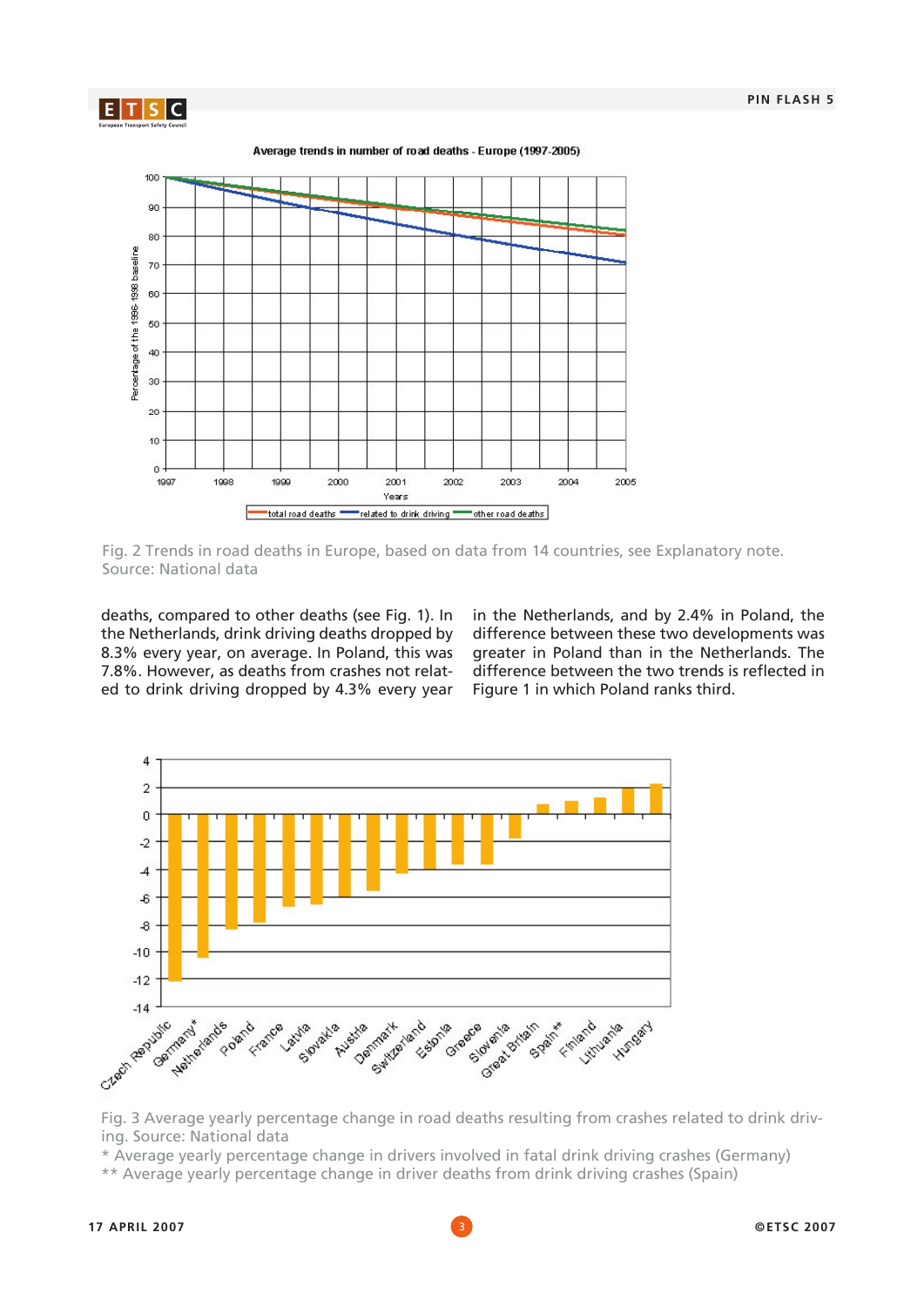Fig. 2 Trends in road deaths in Europe, based on data from 14 countries, see Explanatory note. Source: National data

deaths, compared to other deaths (see Fig. 1). In the Netherlands, drink driving deaths dropped by 8.3% every year, on average. In Poland, this was 7.8%. However, as deaths from crashes not related to drink driving dropped by 4.3% every year in the Netherlands, and by 2.4% in Poland, the difference between these two developments was greater in Poland than in the Netherlands. The difference between the two trends is reflected in Figure 1 in which Poland ranks third.

Fig. 3 Average yearly percentage change in road deaths resulting from crashes related to drink driving. Source: National data

\* Average yearly percentage change in drivers involved in fatal drink driving crashes (Germany)

\*\* Average yearly percentage change in driver deaths from drink driving crashes (Spain)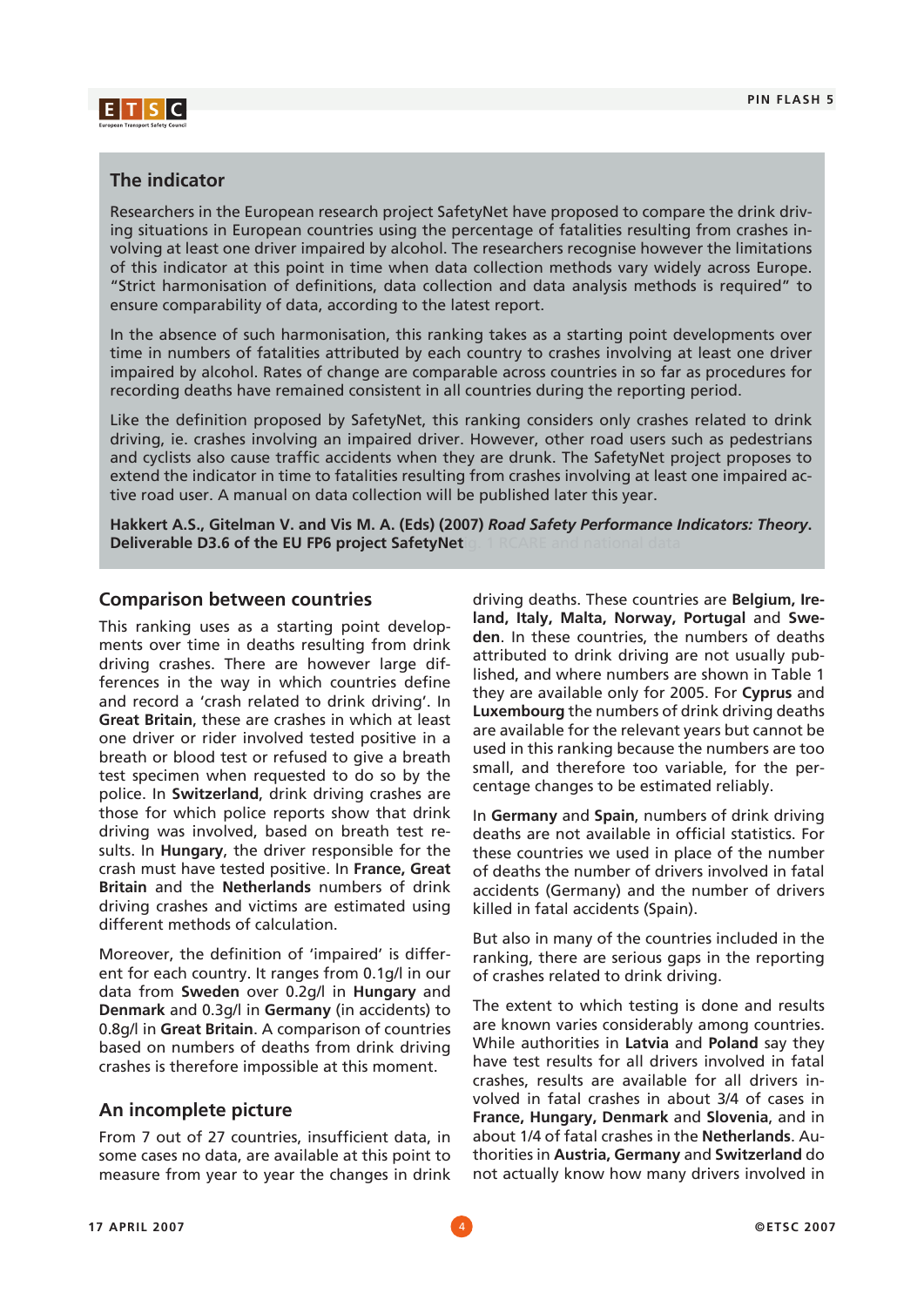## The indicator

Researchers in the European research project SafetyNet have proposed to compare the drink driving situations in European countries using the percentage of fatalities resulting from crashes involving at least one driver impaired by alcohol. The researchers recognise however the limitations of this indicator at this point in time when data collection methods vary widely across Europe. "Strict harmonisation of definitions, data collection and data analysis methods is required" to ensure comparability of data, according to the latest report.

In the absence of such harmonisation, this ranking takes as a starting point developments over time in numbers of fatalities attributed by each country to crashes involving at least one driver impaired by alcohol. Rates of change are comparable across countries in so far as procedures for recording deaths have remained consistent in all countries during the reporting period.

Like the definition proposed by SafetyNet, this ranking considers only crashes related to drink driving, ie. crashes involving an impaired driver. However, other road users such as pedestrians and cyclists also cause traffic accidents when they are drunk. The SafetyNet project proposes to extend the indicator in time to fatalities resulting from crashes involving at least one impaired active road user. A manual on data collection will be published later this year.

**Hakkert A.S., Gitelman V. and Vis M. A. (Eds) (2007) *Road Safety Performance Indicators: Theory*. Deliverable D3.6 of the EU FP6 project SafetyNet**

## Comparison between countries

This ranking uses as a starting point developments over time in deaths resulting from drink driving crashes. There are however large differences in the way in which countries define and record a 'crash related to drink driving'. In **Great Britain**, these are crashes in which at least one driver or rider involved tested positive in a breath or blood test or refused to give a breath test specimen when requested to do so by the police. In **Switzerland**, drink driving crashes are those for which police reports show that drink driving was involved, based on breath test results. In **Hungary**, the driver responsible for the crash must have tested positive. In **France, Great Britain** and the **Netherlands** numbers of drink driving crashes and victims are estimated using different methods of calculation.

Moreover, the definition of 'impaired' is different for each country. It ranges from 0.1g/l in our data from **Sweden** over 0.2g/l in **Hungary** and **Denmark** and 0.3g/l in **Germany** (in accidents) to 0.8g/l in **Great Britain**. A comparison of countries based on numbers of deaths from drink driving crashes is therefore impossible at this moment.

## An incomplete picture

From 7 out of 27 countries, insufficient data, in some cases no data, are available at this point to measure from year to year the changes in drink driving deaths. These countries are **Belgium, Ireland, Italy, Malta, Norway, Portugal** and **Sweden**. In these countries, the numbers of deaths attributed to drink driving are not usually published, and where numbers are shown in Table 1 they are available only for 2005. For **Cyprus** and **Luxembourg** the numbers of drink driving deaths are available for the relevant years but cannot be used in this ranking because the numbers are too small, and therefore too variable, for the percentage changes to be estimated reliably.

In **Germany** and **Spain**, numbers of drink driving deaths are not available in official statistics. For these countries we used in place of the number of deaths the number of drivers involved in fatal accidents (Germany) and the number of drivers killed in fatal accidents (Spain).

But also in many of the countries included in the ranking, there are serious gaps in the reporting of crashes related to drink driving.

The extent to which testing is done and results are known varies considerably among countries. While authorities in **Latvia** and **Poland** say they have test results for all drivers involved in fatal crashes, results are available for all drivers involved in fatal crashes in about 3/4 of cases in **France, Hungary, Denmark** and **Slovenia**, and in about 1/4 of fatal crashes in the **Netherlands**. Authorities in **Austria, Germany** and **Switzerland** do not actually know how many drivers involved in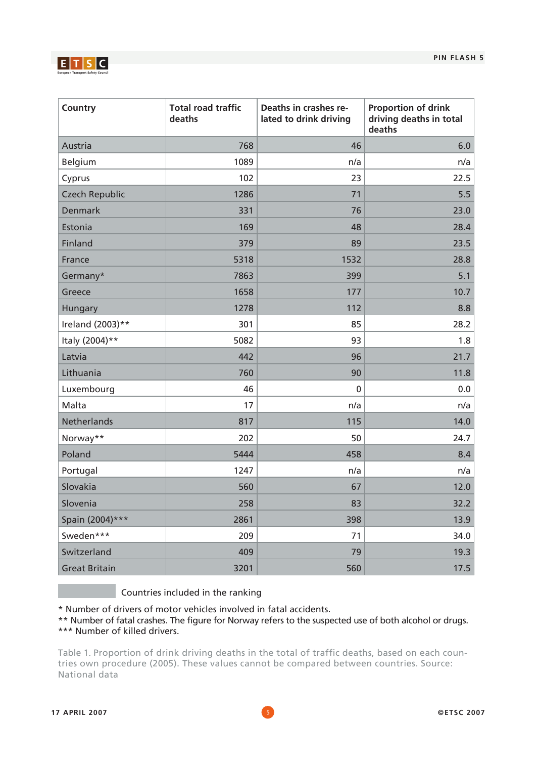| Country | Total road traffic deaths | Deaths in crashes related to drink driving | Proportion of drink driving deaths in total deaths |
|---|---|---|---|
| Austria | 768 | 46 | 6.0 |
| Belgium | 1089 | n/a | n/a |
| Cyprus | 102 | 23 | 22.5 |
| Czech Republic | 1286 | 71 | 5.5 |
| Denmark | 331 | 76 | 23.0 |
| Estonia | 169 | 48 | 28.4 |
| Finland | 379 | 89 | 23.5 |
| France | 5318 | 1532 | 28.8 |
| Germany* | 7863 | 399 | 5.1 |
| Greece | 1658 | 177 | 10.7 |
| Hungary | 1278 | 112 | 8.8 |
| Ireland (2003)** | 301 | 85 | 28.2 |
| Italy (2004)** | 5082 | 93 | 1.8 |
| Latvia | 442 | 96 | 21.7 |
| Lithuania | 760 | 90 | 11.8 |
| Luxembourg | 46 | 0 | 0.0 |
| Malta | 17 | n/a | n/a |
| Netherlands | 817 | 115 | 14.0 |
| Norway** | 202 | 50 | 24.7 |
| Poland | 5444 | 458 | 8.4 |
| Portugal | 1247 | n/a | n/a |
| Slovakia | 560 | 67 | 12.0 |
| Slovenia | 258 | 83 | 32.2 |
| Spain (2004)*** | 2861 | 398 | 13.9 |
| Sweden*** | 209 | 71 | 34.0 |
| Switzerland | 409 | 79 | 19.3 |
| Great Britain | 3201 | 560 | 17.5 |

[shaded] Countries included in the ranking

* Number of drivers of motor vehicles involved in fatal accidents.
** Number of fatal crashes. The figure for Norway refers to the suspected use of both alcohol or drugs.
*** Number of killed drivers.

Table 1. Proportion of drink driving deaths in the total of traffic deaths, based on each countries own procedure (2005). These values cannot be compared between countries. Source: National data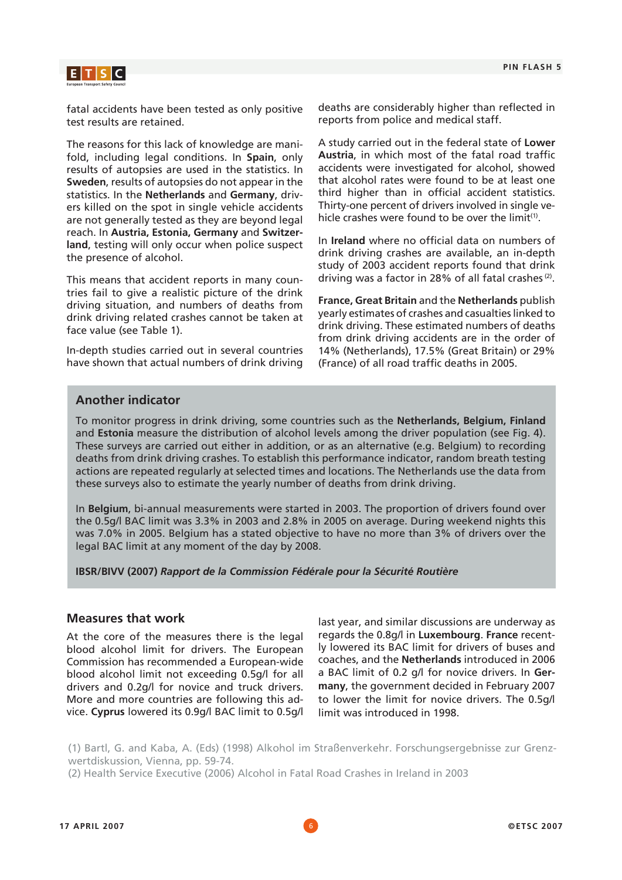fatal accidents have been tested as only positive test results are retained.

The reasons for this lack of knowledge are manifold, including legal conditions. In **Spain**, only results of autopsies are used in the statistics. In **Sweden**, results of autopsies do not appear in the statistics. In the **Netherlands** and **Germany**, drivers killed on the spot in single vehicle accidents are not generally tested as they are beyond legal reach. In **Austria, Estonia, Germany** and **Switzerland**, testing will only occur when police suspect the presence of alcohol.

This means that accident reports in many countries fail to give a realistic picture of the drink driving situation, and numbers of deaths from drink driving related crashes cannot be taken at face value (see Table 1).

In-depth studies carried out in several countries have shown that actual numbers of drink driving deaths are considerably higher than reflected in reports from police and medical staff.

A study carried out in the federal state of **Lower Austria**, in which most of the fatal road traffic accidents were investigated for alcohol, showed that alcohol rates were found to be at least one third higher than in official accident statistics. Thirty-one percent of drivers involved in single vehicle crashes were found to be over the limit[1].

In **Ireland** where no official data on numbers of drink driving crashes are available, an in-depth study of 2003 accident reports found that drink driving was a factor in 28% of all fatal crashes[2].

**France, Great Britain** and the **Netherlands** publish yearly estimates of crashes and casualties linked to drink driving. These estimated numbers of deaths from drink driving accidents are in the order of 14% (Netherlands), 17.5% (Great Britain) or 29% (France) of all road traffic deaths in 2005.

### Another indicator

To monitor progress in drink driving, some countries such as the **Netherlands, Belgium, Finland** and **Estonia** measure the distribution of alcohol levels among the driver population (see Fig. 4). These surveys are carried out either in addition, or as an alternative (e.g. Belgium) to recording deaths from drink driving crashes. To establish this performance indicator, random breath testing actions are repeated regularly at selected times and locations. The Netherlands use the data from these surveys also to estimate the yearly number of deaths from drink driving.

In **Belgium**, bi-annual measurements were started in 2003. The proportion of drivers found over the 0.5g/l BAC limit was 3.3% in 2003 and 2.8% in 2005 on average. During weekend nights this was 7.0% in 2005. Belgium has a stated objective to have no more than 3% of drivers over the legal BAC limit at any moment of the day by 2008.

**IBSR/BIVV (2007)** ***Rapport de la Commission Fédérale pour la Sécurité Routière***

## Measures that work

At the core of the measures there is the legal blood alcohol limit for drivers. The European Commission has recommended a European-wide blood alcohol limit not exceeding 0.5g/l for all drivers and 0.2g/l for novice and truck drivers. More and more countries are following this advice. **Cyprus** lowered its 0.9g/l BAC limit to 0.5g/l last year, and similar discussions are underway as regards the 0.8g/l in **Luxembourg**. **France** recently lowered its BAC limit for drivers of buses and coaches, and the **Netherlands** introduced in 2006 a BAC limit of 0.2 g/l for novice drivers. In **Germany**, the government decided in February 2007 to lower the limit for novice drivers. The 0.5g/l limit was introduced in 1998.

(1) Bartl, G. and Kaba, A. (Eds) (1998) Alkohol im Straßenverkehr. Forschungsergebnisse zur Grenzwertdiskussion, Vienna, pp. 59-74.
(2) Health Service Executive (2006) Alcohol in Fatal Road Crashes in Ireland in 2003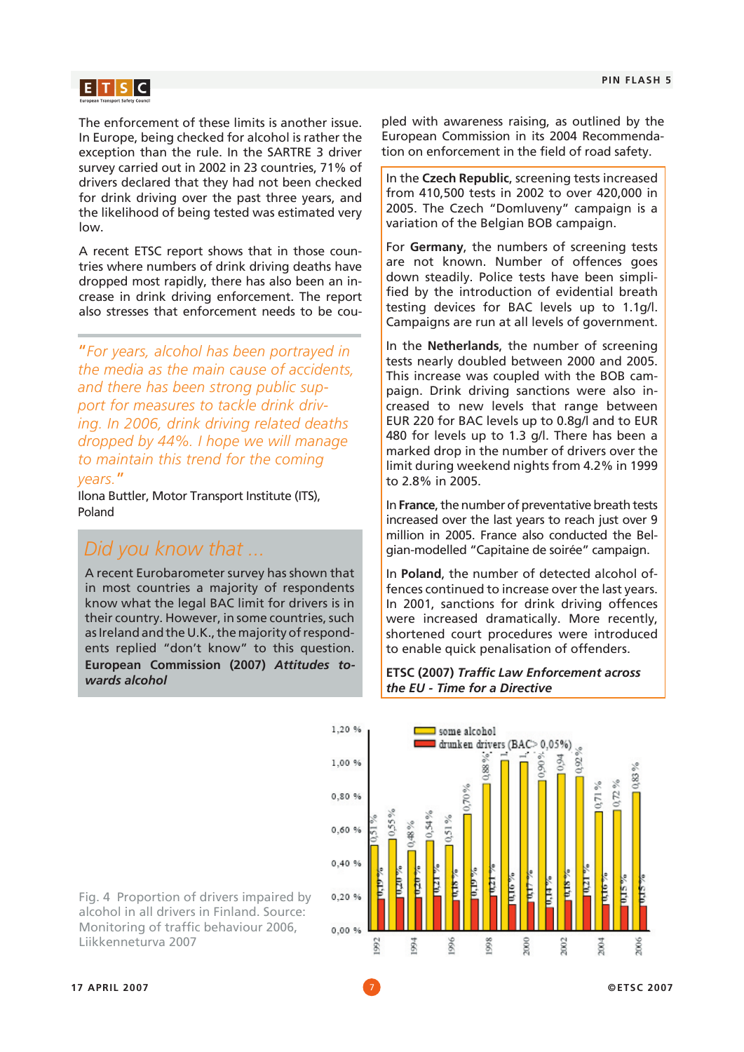The enforcement of these limits is another issue. In Europe, being checked for alcohol is rather the exception than the rule. In the SARTRE 3 driver survey carried out in 2002 in 23 countries, 71% of drivers declared that they had not been checked for drink driving over the past three years, and the likelihood of being tested was estimated very low.

A recent ETSC report shows that in those countries where numbers of drink driving deaths have dropped most rapidly, there has also been an increase in drink driving enforcement. The report also stresses that enforcement needs to be coupled with awareness raising, as outlined by the European Commission in its 2004 Recommendation on enforcement in the field of road safety.

*"For years, alcohol has been portrayed in the media as the main cause of accidents, and there has been strong public support for measures to tackle drink driving. In 2006, drink driving related deaths dropped by 44%. I hope we will manage to maintain this trend for the coming years."*
Ilona Buttler, Motor Transport Institute (ITS), Poland

## *Did you know that ...*

A recent Eurobarometer survey has shown that in most countries a majority of respondents know what the legal BAC limit for drivers is in their country. However, in some countries, such as Ireland and the U.K., the majority of respondents replied "don't know" to this question. **European Commission (2007)** ***Attitudes towards alcohol***

In the **Czech Republic**, screening tests increased from 410,500 tests in 2002 to over 420,000 in 2005. The Czech "Domluveny" campaign is a variation of the Belgian BOB campaign.

For **Germany**, the numbers of screening tests are not known. Number of offences goes down steadily. Police tests have been simplified by the introduction of evidential breath testing devices for BAC levels up to 1.1g/l. Campaigns are run at all levels of government.

In the **Netherlands**, the number of screening tests nearly doubled between 2000 and 2005. This increase was coupled with the BOB campaign. Drink driving sanctions were also increased to new levels that range between EUR 220 for BAC levels up to 0.8g/l and to EUR 480 for levels up to 1.3 g/l. There has been a marked drop in the number of drivers over the limit during weekend nights from 4.2% in 1999 to 2.8% in 2005.

In **France**, the number of preventative breath tests increased over the last years to reach just over 9 million in 2005. France also conducted the Belgian-modelled "Capitaine de soirée" campaign.

In **Poland**, the number of detected alcohol offences continued to increase over the last years. In 2001, sanctions for drink driving offences were increased dramatically. More recently, shortened court procedures were introduced to enable quick penalisation of offenders.

**ETSC (2007)** ***Traffic Law Enforcement across the EU - Time for a Directive***

| Year | some alcohol | drunken drivers (BAC> 0,05%) |
|---|---|---|
| 1992 | 0,51 % | 0,19 % |
| 1993 | 0,55 % | 0,20 % |
| 1994 | 0,48 % | 0,20 % |
| 1995 | 0,54 % | 0,21 % |
| 1996 | 0,51 % | 0,18 % |
| 1997 | 0,70 % | 0,19 % |
| 1998 | 0,88 % | 0,21 % |
| 1999 | 1,… | 0,16 % |
| 2000 | 1,… | 0,17 % |
| 2001 | 0,90 % | 0,14 % |
| 2002 | 0,94 | 0,18 % |
| 2003 | 0,92 % | 0,21 % |
| 2004 | 0,71 % | 0,16 % |
| 2005 | 0,72 % | 0,15 % |
| 2006 | 0,83 % | 0,15 % |

Fig. 4 Proportion of drivers impaired by alcohol in all drivers in Finland. Source: Monitoring of traffic behaviour 2006, Liikenneturva 2007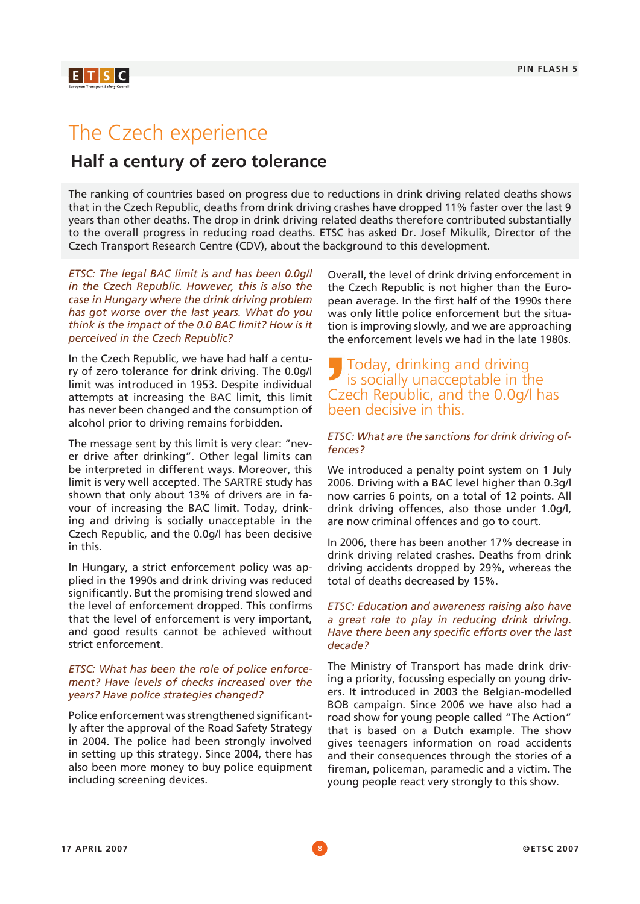# The Czech experience

## Half a century of zero tolerance

The ranking of countries based on progress due to reductions in drink driving related deaths shows that in the Czech Republic, deaths from drink driving crashes have dropped 11% faster over the last 9 years than other deaths. The drop in drink driving related deaths therefore contributed substantially to the overall progress in reducing road deaths. ETSC has asked Dr. Josef Mikulik, Director of the Czech Transport Research Centre (CDV), about the background to this development.

*ETSC: The legal BAC limit is and has been 0.0g/l in the Czech Republic. However, this is also the case in Hungary where the drink driving problem has got worse over the last years. What do you think is the impact of the 0.0 BAC limit? How is it perceived in the Czech Republic?*

In the Czech Republic, we have had half a century of zero tolerance for drink driving. The 0.0g/l limit was introduced in 1953. Despite individual attempts at increasing the BAC limit, this limit has never been changed and the consumption of alcohol prior to driving remains forbidden.

The message sent by this limit is very clear: "never drive after drinking". Other legal limits can be interpreted in different ways. Moreover, this limit is very well accepted. The SARTRE study has shown that only about 13% of drivers are in favour of increasing the BAC limit. Today, drinking and driving is socially unacceptable in the Czech Republic, and the 0.0g/l has been decisive in this.

In Hungary, a strict enforcement policy was applied in the 1990s and drink driving was reduced significantly. But the promising trend slowed and the level of enforcement dropped. This confirms that the level of enforcement is very important, and good results cannot be achieved without strict enforcement.

*ETSC: What has been the role of police enforcement? Have levels of checks increased over the years? Have police strategies changed?*

Police enforcement was strengthened significantly after the approval of the Road Safety Strategy in 2004. The police had been strongly involved in setting up this strategy. Since 2004, there has also been more money to buy police equipment including screening devices.

Overall, the level of drink driving enforcement in the Czech Republic is not higher than the European average. In the first half of the 1990s there was only little police enforcement but the situation is improving slowly, and we are approaching the enforcement levels we had in the late 1980s.

> Today, drinking and driving is socially unacceptable in the Czech Republic, and the 0.0g/l has been decisive in this.

*ETSC: What are the sanctions for drink driving offences?*

We introduced a penalty point system on 1 July 2006. Driving with a BAC level higher than 0.3g/l now carries 6 points, on a total of 12 points. All drink driving offences, also those under 1.0g/l, are now criminal offences and go to court.

In 2006, there has been another 17% decrease in drink driving related crashes. Deaths from drink driving accidents dropped by 29%, whereas the total of deaths decreased by 15%.

*ETSC: Education and awareness raising also have a great role to play in reducing drink driving. Have there been any specific efforts over the last decade?*

The Ministry of Transport has made drink driving a priority, focussing especially on young drivers. It introduced in 2003 the Belgian-modelled BOB campaign. Since 2006 we have also had a road show for young people called "The Action" that is based on a Dutch example. The show gives teenagers information on road accidents and their consequences through the stories of a fireman, policeman, paramedic and a victim. The young people react very strongly to this show.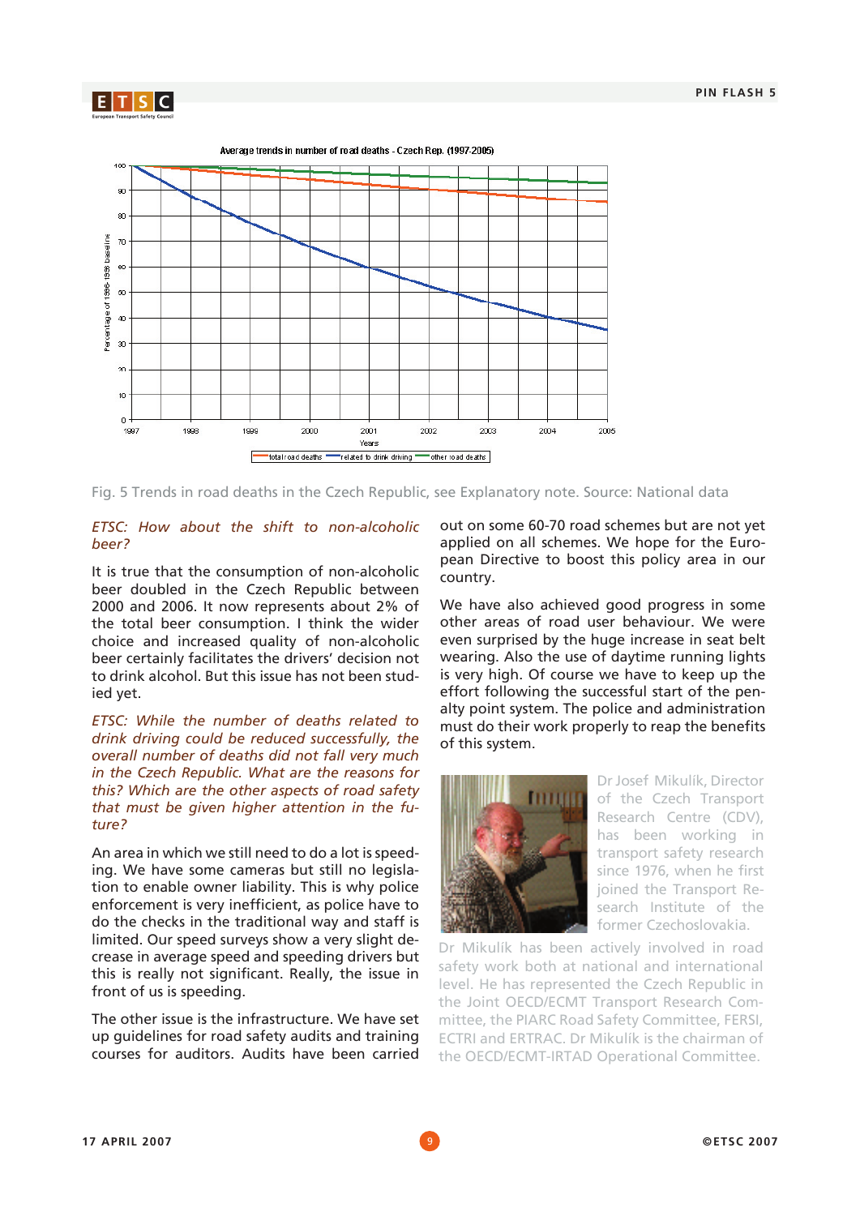Fig. 5 Trends in road deaths in the Czech Republic, see Explanatory note. Source: National data

*ETSC: How about the shift to non-alcoholic beer?*

It is true that the consumption of non-alcoholic beer doubled in the Czech Republic between 2000 and 2006. It now represents about 2% of the total beer consumption. I think the wider choice and increased quality of non-alcoholic beer certainly facilitates the drivers' decision not to drink alcohol. But this issue has not been studied yet.

*ETSC: While the number of deaths related to drink driving could be reduced successfully, the overall number of deaths did not fall very much in the Czech Republic. What are the reasons for this? Which are the other aspects of road safety that must be given higher attention in the future?*

An area in which we still need to do a lot is speeding. We have some cameras but still no legislation to enable owner liability. This is why police enforcement is very inefficient, as police have to do the checks in the traditional way and staff is limited. Our speed surveys show a very slight decrease in average speed and speeding drivers but this is really not significant. Really, the issue in front of us is speeding.

The other issue is the infrastructure. We have set up guidelines for road safety audits and training courses for auditors. Audits have been carried out on some 60-70 road schemes but are not yet applied on all schemes. We hope for the European Directive to boost this policy area in our country.

We have also achieved good progress in some other areas of road user behaviour. We were even surprised by the huge increase in seat belt wearing. Also the use of daytime running lights is very high. Of course we have to keep up the effort following the successful start of the penalty point system. The police and administration must do their work properly to reap the benefits of this system.

Dr Josef Mikulík, Director of the Czech Transport Research Centre (CDV), has been working in transport safety research since 1976, when he first joined the Transport Research Institute of the former Czechoslovakia. Dr Mikulík has been actively involved in road safety work both at national and international level. He has represented the Czech Republic in the Joint OECD/ECMT Transport Research Committee, the PIARC Road Safety Committee, FERSI, ECTRI and ERTRAC. Dr Mikulík is the chairman of the OECD/ECMT-IRTAD Operational Committee.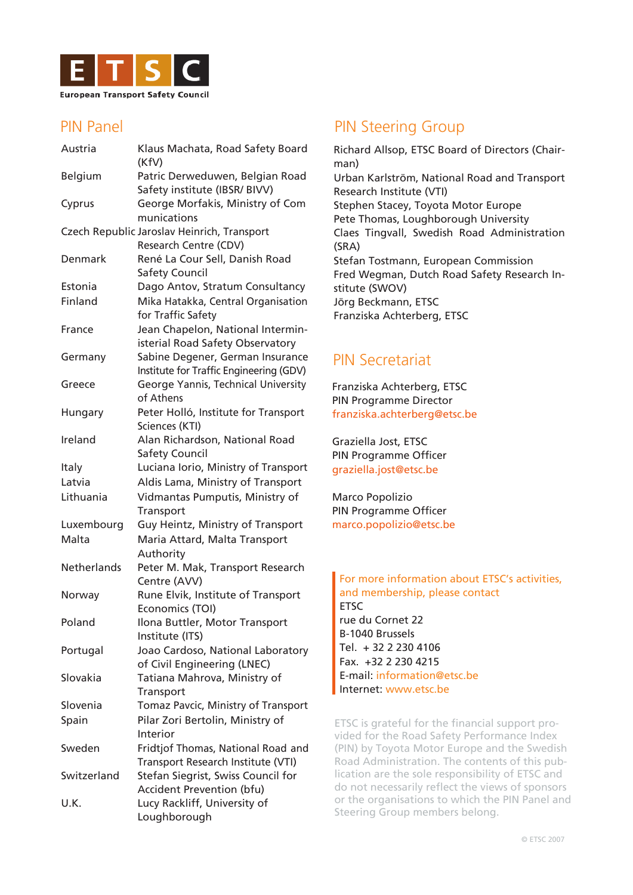E T S C

European Transport Safety Council

## PIN Panel

| | |
|---|---|
| Austria | Klaus Machata, Road Safety Board (KfV) |
| Belgium | Patric Derweduwen, Belgian Road Safety institute (IBSR/ BIVV) |
| Cyprus | George Morfakis, Ministry of Communications |
| Czech Republic | Jaroslav Heinrich, Transport Research Centre (CDV) |
| Denmark | René La Cour Sell, Danish Road Safety Council |
| Estonia | Dago Antov, Stratum Consultancy |
| Finland | Mika Hatakka, Central Organisation for Traffic Safety |
| France | Jean Chapelon, National Interministerial Road Safety Observatory |
| Germany | Sabine Degener, German Insurance Institute for Traffic Engineering (GDV) |
| Greece | George Yannis, Technical University of Athens |
| Hungary | Peter Holló, Institute for Transport Sciences (KTI) |
| Ireland | Alan Richardson, National Road Safety Council |
| Italy | Luciana Iorio, Ministry of Transport |
| Latvia | Aldis Lama, Ministry of Transport |
| Lithuania | Vidmantas Pumputis, Ministry of Transport |
| Luxembourg | Guy Heintz, Ministry of Transport |
| Malta | Maria Attard, Malta Transport Authority |
| Netherlands | Peter M. Mak, Transport Research Centre (AVV) |
| Norway | Rune Elvik, Institute of Transport Economics (TOI) |
| Poland | Ilona Buttler, Motor Transport Institute (ITS) |
| Portugal | Joao Cardoso, National Laboratory of Civil Engineering (LNEC) |
| Slovakia | Tatiana Mahrova, Ministry of Transport |
| Slovenia | Tomaz Pavcic, Ministry of Transport |
| Spain | Pilar Zori Bertolin, Ministry of Interior |
| Sweden | Fridtjof Thomas, National Road and Transport Research Institute (VTI) |
| Switzerland | Stefan Siegrist, Swiss Council for Accident Prevention (bfu) |
| U.K. | Lucy Rackliff, University of Loughborough |

## PIN Steering Group

Richard Allsop, ETSC Board of Directors (Chairman)
Urban Karlström, National Road and Transport Research Institute (VTI)
Stephen Stacey, Toyota Motor Europe
Pete Thomas, Loughborough University
Claes Tingvall, Swedish Road Administration (SRA)
Stefan Tostmann, European Commission
Fred Wegman, Dutch Road Safety Research Institute (SWOV)
Jörg Beckmann, ETSC
Franziska Achterberg, ETSC

## PIN Secretariat

Franziska Achterberg, ETSC
PIN Programme Director
franziska.achterberg@etsc.be

Graziella Jost, ETSC
PIN Programme Officer
graziella.jost@etsc.be

Marco Popolizio
PIN Programme Officer
marco.popolizio@etsc.be

For more information about ETSC's activities, and membership, please contact
ETSC
rue du Cornet 22
B-1040 Brussels
Tel. + 32 2 230 4106
Fax. +32 2 230 4215
E-mail: information@etsc.be
Internet: www.etsc.be

ETSC is grateful for the financial support provided for the Road Safety Performance Index (PIN) by Toyota Motor Europe and the Swedish Road Administration. The contents of this publication are the sole responsibility of ETSC and do not necessarily reflect the views of sponsors or the organisations to which the PIN Panel and Steering Group members belong.

© ETSC 2007